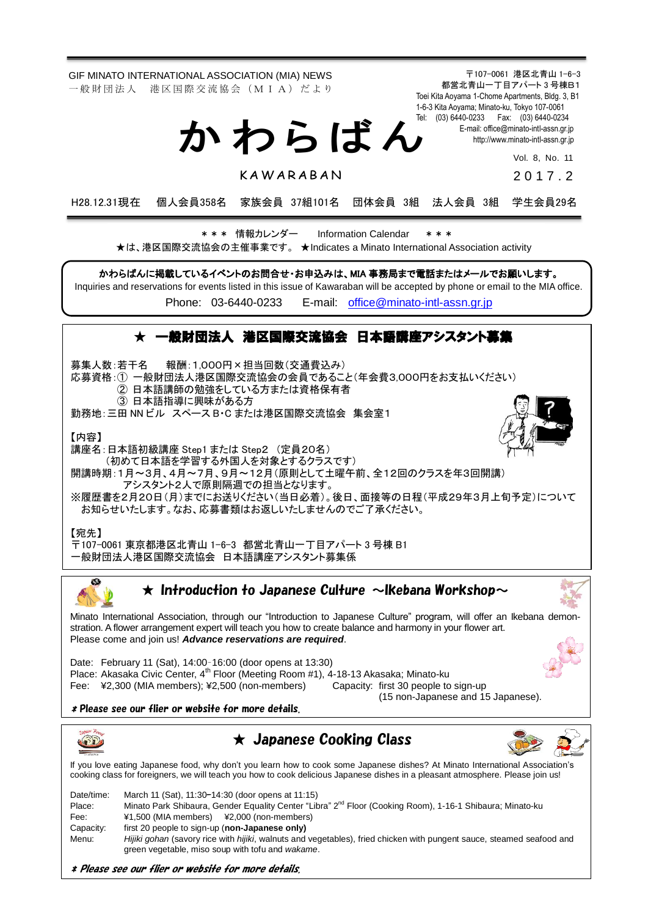GIF MINATO INTERNATIONAL ASSOCIATION (MIA) NEWS
一般財団法人　港区国際交流協会（ＭＩＡ）だより

# かわらばん

KAWARABAN

〒107-0061　港区北青山 1-6-3
都営北青山一丁目アパート 3 号棟B1
Toei Kita Aoyama 1-Chome Apartments, Bldg. 3, B1
1-6-3 Kita Aoyama; Minato-ku, Tokyo 107-0061
Tel:　(03) 6440-0233　　Fax:　(03) 6440-0234
E-mail: office@minato-intl-assn.gr.jp
http://www.minato-intl-assn.gr.jp

Vol. 8, No. 11
２０１７．２

H28.12.31現在　個人会員358名　家族会員 37組101名　団体会員 3組　法人会員 3組　学生会員29名

＊＊＊　情報カレンダー　Information Calendar　＊＊＊
★は、港区国際交流協会の主催事業です。 ★Indicates a Minato International Association activity

**かわらばんに掲載しているイベントのお問合せ・お申込みは、MIA 事務局まで電話またはメールでお願いします。**
Inquiries and reservations for events listed in this issue of Kawaraban will be accepted by phone or email to the MIA office.
Phone:　03-6440-0233　　E-mail:　office@minato-intl-assn.gr.jp

## ★ 一般財団法人 港区国際交流協会 日本語講座アシスタント募集

募集人数：若干名　　報酬：1,000円×担当回数（交通費込み）
応募資格：① 一般財団法人港区国際交流協会の会員であること（年会費3,000円をお支払いください）
② 日本語講師の勉強をしている方または資格保有者
③ 日本語指導に興味がある方
勤務地：三田 NN ビル　スペースＢ・Ｃ または港区国際交流協会　集会室１

【内容】
講座名：日本語初級講座 Step1 または Step2　（定員20名）
（初めて日本語を学習する外国人を対象とするクラスです）
開講時期：1月～3月、4月～7月、9月～12月（原則として土曜午前、全12回のクラスを年3回開講）
アシスタント2人で原則隔週での担当となります。
※履歴書を2月20日（月）までにお送りください（当日必着）。後日、面接等の日程（平成29年3月上旬予定）について
お知らせいたします。なお、応募書類はお返しいたしませんのでご了承ください。

【宛先】
〒107-0061 東京都港区北青山 1-6-3　都営北青山一丁目アパート 3 号棟 B1
一般財団法人港区国際交流協会　日本語講座アシスタント募集係

## ★ Introduction to Japanese Culture ～Ikebana Workshop～

Minato International Association, through our "Introduction to Japanese Culture" program, will offer an Ikebana demonstration. A flower arrangement expert will teach you how to create balance and harmony in your flower art.
Please come and join us! ***Advance reservations are required***.

Date: February 11 (Sat), 14:00-16:00 (door opens at 13:30)
Place: Akasaka Civic Center, 4th Floor (Meeting Room #1), 4-18-13 Akasaka; Minato-ku
Fee: ¥2,300 (MIA members); ¥2,500 (non-members)　　Capacity: first 30 people to sign-up (15 non-Japanese and 15 Japanese).

*＊Please see our flier or website for more details.*

## ★ Japanese Cooking Class

If you love eating Japanese food, why don't you learn how to cook some Japanese dishes? At Minato International Association's cooking class for foreigners, we will teach you how to cook delicious Japanese dishes in a pleasant atmosphere. Please join us!

Date/time: March 11 (Sat), 11:30-14:30 (door opens at 11:15)
Place: Minato Park Shibaura, Gender Equality Center "Libra" 2nd Floor (Cooking Room), 1-16-1 Shibaura; Minato-ku
Fee: ¥1,500 (MIA members)　¥2,000 (non-members)
Capacity: first 20 people to sign-up (**non-Japanese only)**
Menu: *Hijiki gohan* (savory rice with *hijiki*, walnuts and vegetables), fried chicken with pungent sauce, steamed seafood and green vegetable, miso soup with tofu and *wakame*.

*＊Please see our flier or website for more details.*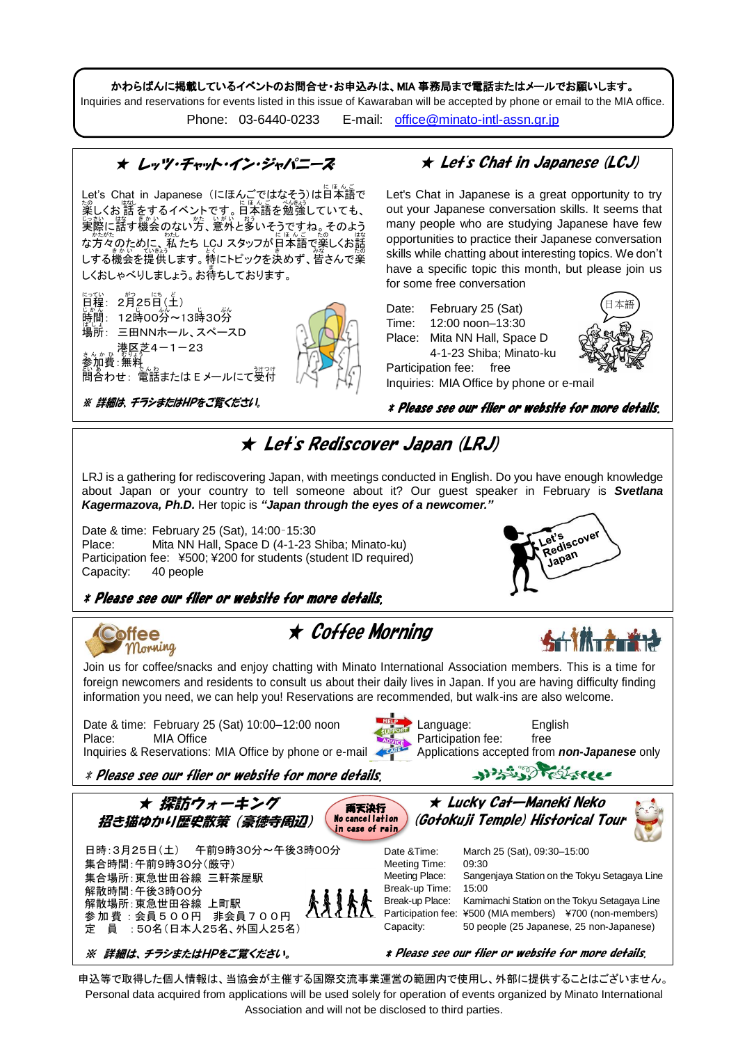かわらばんに掲載しているイベントのお問合せ・お申込みは、MIA 事務局まで電話またはメールでお願いします。
Inquiries and reservations for events listed in this issue of Kawaraban will be accepted by phone or email to the MIA office.
Phone: 03-6440-0233　E-mail: office@minato-intl-assn.gr.jp

## ★ レッツ・チャット・イン・ジャパニーズ

Let's Chat in Japanese（にほんごではなそう）は日本語で楽しくお話をするイベントです。日本語を勉強していても、実際に話す機会のない方、意外と多いそうですね。そのような方々のために、私たち LCJ スタッフが日本語で楽しくお話しする機会を提供します。特にトピックを決めず、皆さんで楽しくおしゃべりしましょう。お待ちしております。

日程：2月25日（土）
時間：12時00分～13時30分
場所：三田NNホール、スペースD
　　　港区芝4－1－23
参加費：無料
問合わせ：電話またはＥメールにて受付

※ 詳細は、チラシまたはHPをご覧ください。

## ★ Let's Chat in Japanese (LCJ)

Let's Chat in Japanese is a great opportunity to try out your Japanese conversation skills. It seems that many people who are studying Japanese have few opportunities to practice their Japanese conversation skills while chatting about interesting topics. We don't have a specific topic this month, but please join us for some free conversation

Date: February 25 (Sat)
Time: 12:00 noon–13:30
Place: Mita NN Hall, Space D
4-1-23 Shiba; Minato-ku
Participation fee: free
Inquiries: MIA Office by phone or e-mail

* Please see our flier or website for more details.

## ★ Let's Rediscover Japan (LRJ)

LRJ is a gathering for rediscovering Japan, with meetings conducted in English. Do you have enough knowledge about Japan or your country to tell someone about it? Our guest speaker in February is ***Svetlana Kagermazova, Ph.D.*** Her topic is ***"Japan through the eyes of a newcomer."***

Date & time: February 25 (Sat), 14:00-15:30
Place: Mita NN Hall, Space D (4-1-23 Shiba; Minato-ku)
Participation fee: ¥500; ¥200 for students (student ID required)
Capacity: 40 people

* Please see our flier or website for more details.

## ★ Coffee Morning

Join us for coffee/snacks and enjoy chatting with Minato International Association members. This is a time for foreign newcomers and residents to consult us about their daily lives in Japan. If you are having difficulty finding information you need, we can help you! Reservations are recommended, but walk-ins are also welcome.

Date & time: February 25 (Sat) 10:00–12:00 noon
Place: MIA Office
Inquiries & Reservations: MIA Office by phone or e-mail
Language: English
Participation fee: free
Applications accepted from ***non-Japanese*** only

* Please see our flier or website for more details.

## ★ 探訪ウォーキング 招き猫ゆかり歴史散策（豪徳寺周辺）

雨天決行 No cancellation in case of rain

日時：3月25日（土）　午前9時30分～午後3時00分
集合時間：午前9時30分（厳守）
集合場所：東急世田谷線　三軒茶屋駅
解散時間：午後3時00分
解散場所：東急世田谷線　上町駅
参加費：会員５００円　非会員７００円
定　員：50名（日本人25名、外国人25名）

※ 詳細は、チラシまたはHPをご覧ください。

## ★ Lucky Cat—Maneki Neko (Gotokuji Temple) Historical Tour

Date &Time: March 25 (Sat), 09:30–15:00
Meeting Time: 09:30
Meeting Place: Sangenjaya Station on the Tokyu Setagaya Line
Break-up Time: 15:00
Break-up Place: Kamimachi Station on the Tokyu Setagaya Line
Participation fee: ¥500 (MIA members) ¥700 (non-members)
Capacity: 50 people (25 Japanese, 25 non-Japanese)

* Please see our flier or website for more details.

申込等で取得した個人情報は、当協会が主催する国際交流事業運営の範囲内で使用し、外部に提供することはございません。
Personal data acquired from applications will be used solely for operation of events organized by Minato International Association and will not be disclosed to third parties.